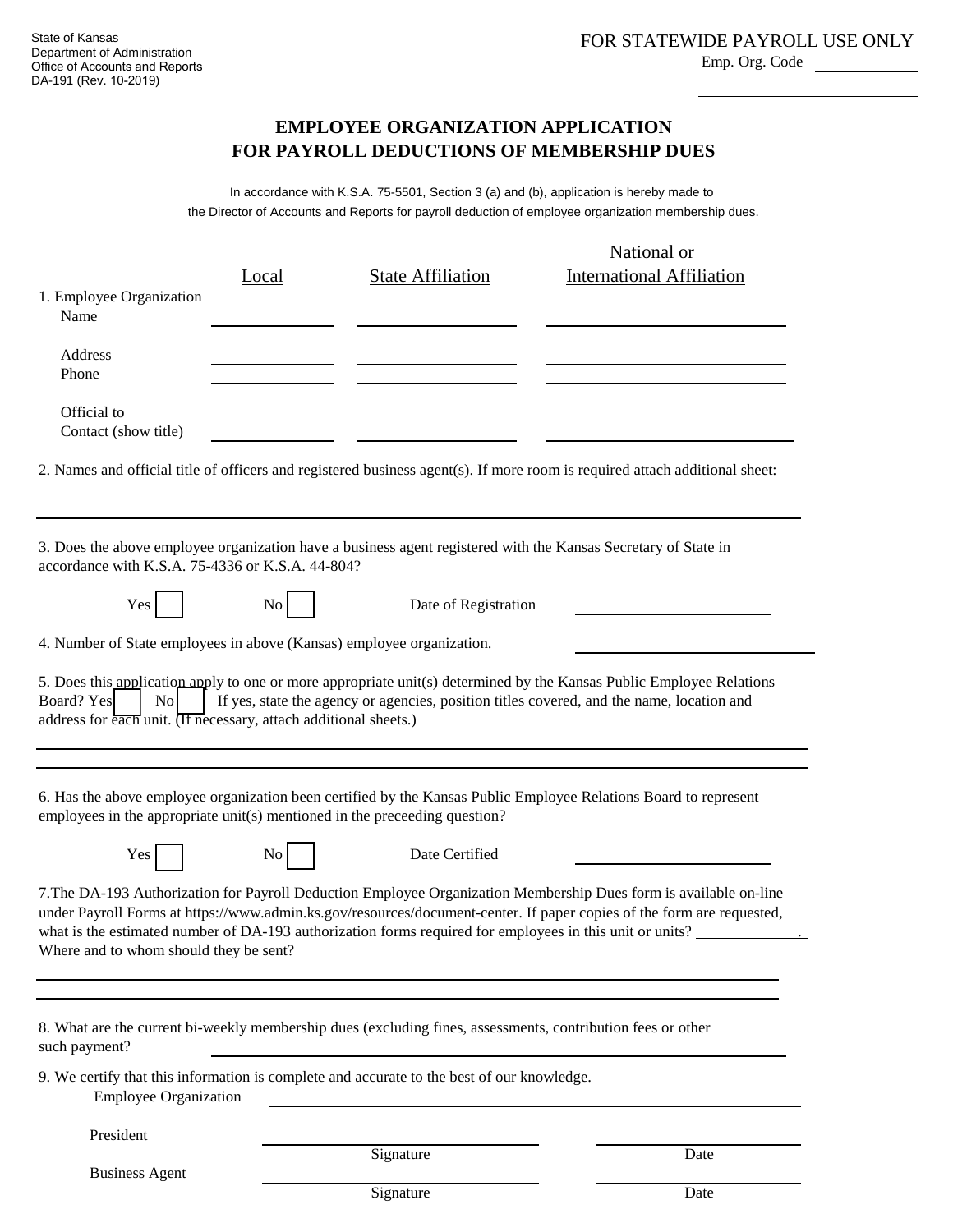State of Kansas
Department of Administration
Office of Accounts and Reports
DA-191 (Rev. 10-2019)

FOR STATEWIDE PAYROLL USE ONLY

Emp. Org. Code ____________

# EMPLOYEE ORGANIZATION APPLICATION FOR PAYROLL DEDUCTIONS OF MEMBERSHIP DUES

In accordance with K.S.A. 75-5501, Section 3 (a) and (b), application is hereby made to the Director of Accounts and Reports for payroll deduction of employee organization membership dues.

| | Local | State Affiliation | National or International Affiliation |
|---|---|---|---|
| 1. Employee Organization Name | | | |
| Address | | | |
| Phone | | | |
| Official to Contact (show title) | | | |

2. Names and official title of officers and registered business agent(s). If more room is required attach additional sheet:

______________________________________________

______________________________________________

3. Does the above employee organization have a business agent registered with the Kansas Secretary of State in accordance with K.S.A. 75-4336 or K.S.A. 44-804?

Yes ☐ No ☐ Date of Registration ____________

4. Number of State employees in above (Kansas) employee organization. ____________

5. Does this application apply to one or more appropriate unit(s) determined by the Kansas Public Employee Relations Board? Yes ☐ No ☐ If yes, state the agency or agencies, position titles covered, and the name, location and address for each unit. (If necessary, attach additional sheets.)

______________________________________________

______________________________________________

6. Has the above employee organization been certified by the Kansas Public Employee Relations Board to represent employees in the appropriate unit(s) mentioned in the preceeding question?

Yes ☐ No ☐ Date Certified ____________

7.The DA-193 Authorization for Payroll Deduction Employee Organization Membership Dues form is available on-line under Payroll Forms at https://www.admin.ks.gov/resources/document-center. If paper copies of the form are requested, what is the estimated number of DA-193 authorization forms required for employees in this unit or units? ____________. Where and to whom should they be sent?

______________________________________________

______________________________________________

8. What are the current bi-weekly membership dues (excluding fines, assessments, contribution fees or other such payment? ____________

9. We certify that this information is complete and accurate to the best of our knowledge.

Employee Organization ______________________________

President ______________________ Signature ____________ Date

Business Agent ______________________ Signature ____________ Date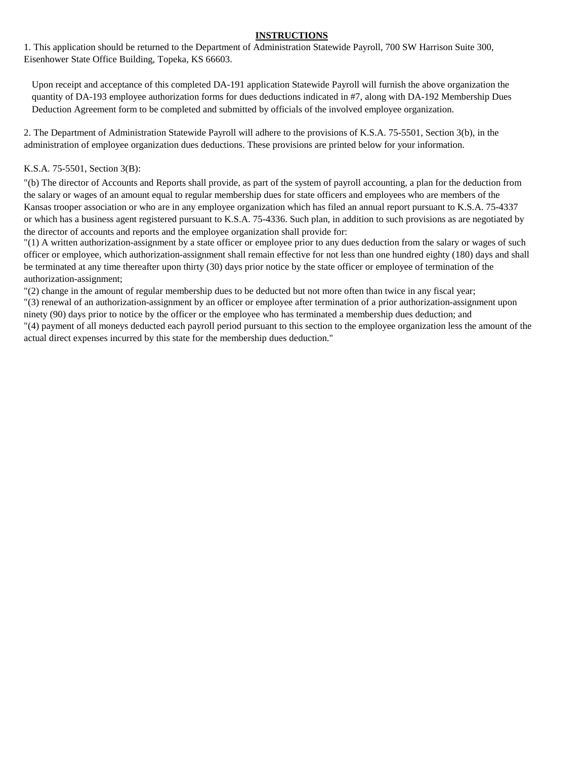## INSTRUCTIONS

1. This application should be returned to the Department of Administration Statewide Payroll, 700 SW Harrison Suite 300, Eisenhower State Office Building, Topeka, KS 66603.

   Upon receipt and acceptance of this completed DA-191 application Statewide Payroll will furnish the above organization the quantity of DA-193 employee authorization forms for dues deductions indicated in #7, along with DA-192 Membership Dues Deduction Agreement form to be completed and submitted by officials of the involved employee organization.

2. The Department of Administration Statewide Payroll will adhere to the provisions of K.S.A. 75-5501, Section 3(b), in the administration of employee organization dues deductions. These provisions are printed below for your information.

K.S.A. 75-5501, Section 3(B):

"(b) The director of Accounts and Reports shall provide, as part of the system of payroll accounting, a plan for the deduction from the salary or wages of an amount equal to regular membership dues for state officers and employees who are members of the Kansas trooper association or who are in any employee organization which has filed an annual report pursuant to K.S.A. 75-4337 or which has a business agent registered pursuant to K.S.A. 75-4336. Such plan, in addition to such provisions as are negotiated by the director of accounts and reports and the employee organization shall provide for:

"(1) A written authorization-assignment by a state officer or employee prior to any dues deduction from the salary or wages of such officer or employee, which authorization-assignment shall remain effective for not less than one hundred eighty (180) days and shall be terminated at any time thereafter upon thirty (30) days prior notice by the state officer or employee of termination of the authorization-assignment;

"(2) change in the amount of regular membership dues to be deducted but not more often than twice in any fiscal year;

"(3) renewal of an authorization-assignment by an officer or employee after termination of a prior authorization-assignment upon ninety (90) days prior to notice by the officer or the employee who has terminated a membership dues deduction; and

"(4) payment of all moneys deducted each payroll period pursuant to this section to the employee organization less the amount of the actual direct expenses incurred by this state for the membership dues deduction."